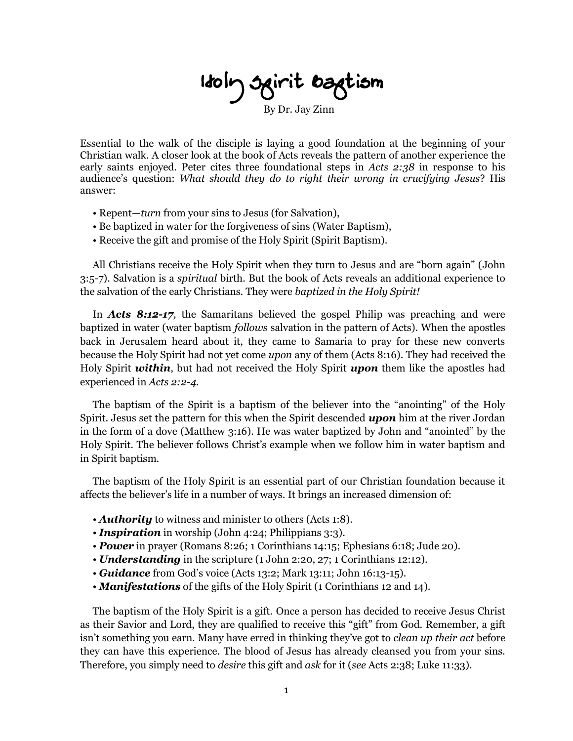# Holy Spirit Baptism

By Dr. Jay Zinn

Essential to the walk of the disciple is laying a good foundation at the beginning of your Christian walk. A closer look at the book of Acts reveals the pattern of another experience the early saints enjoyed. Peter cites three foundational steps in *Acts 2:38* in response to his audience's question: *What should they do to right their wrong in crucifying Jesus*? His answer:

- Repent—*turn* from your sins to Jesus (for Salvation),
- Be baptized in water for the forgiveness of sins (Water Baptism),
- Receive the gift and promise of the Holy Spirit (Spirit Baptism).

All Christians receive the Holy Spirit when they turn to Jesus and are "born again" (John 3:5-7). Salvation is a *spiritual* birth. But the book of Acts reveals an additional experience to the salvation of the early Christians. They were *baptized in the Holy Spirit!*

In ***Acts 8:12-17,*** the Samaritans believed the gospel Philip was preaching and were baptized in water (water baptism *follows* salvation in the pattern of Acts). When the apostles back in Jerusalem heard about it, they came to Samaria to pray for these new converts because the Holy Spirit had not yet come *upon* any of them (Acts 8:16). They had received the Holy Spirit ***within***, but had not received the Holy Spirit ***upon*** them like the apostles had experienced in *Acts 2:2-4.*

The baptism of the Spirit is a baptism of the believer into the "anointing" of the Holy Spirit. Jesus set the pattern for this when the Spirit descended ***upon*** him at the river Jordan in the form of a dove (Matthew 3:16). He was water baptized by John and "anointed" by the Holy Spirit. The believer follows Christ's example when we follow him in water baptism and in Spirit baptism.

The baptism of the Holy Spirit is an essential part of our Christian foundation because it affects the believer's life in a number of ways. It brings an increased dimension of:

- ***Authority*** to witness and minister to others (Acts 1:8).
- ***Inspiration*** in worship (John 4:24; Philippians 3:3).
- ***Power*** in prayer (Romans 8:26; 1 Corinthians 14:15; Ephesians 6:18; Jude 20).
- ***Understanding*** in the scripture (1 John 2:20, 27; 1 Corinthians 12:12).
- ***Guidance*** from God's voice (Acts 13:2; Mark 13:11; John 16:13-15).
- ***Manifestations*** of the gifts of the Holy Spirit (1 Corinthians 12 and 14).

The baptism of the Holy Spirit is a gift. Once a person has decided to receive Jesus Christ as their Savior and Lord, they are qualified to receive this "gift" from God. Remember, a gift isn't something you earn. Many have erred in thinking they've got to *clean up their act* before they can have this experience. The blood of Jesus has already cleansed you from your sins. Therefore, you simply need to *desire* this gift and *ask* for it (*see* Acts 2:38; Luke 11:33).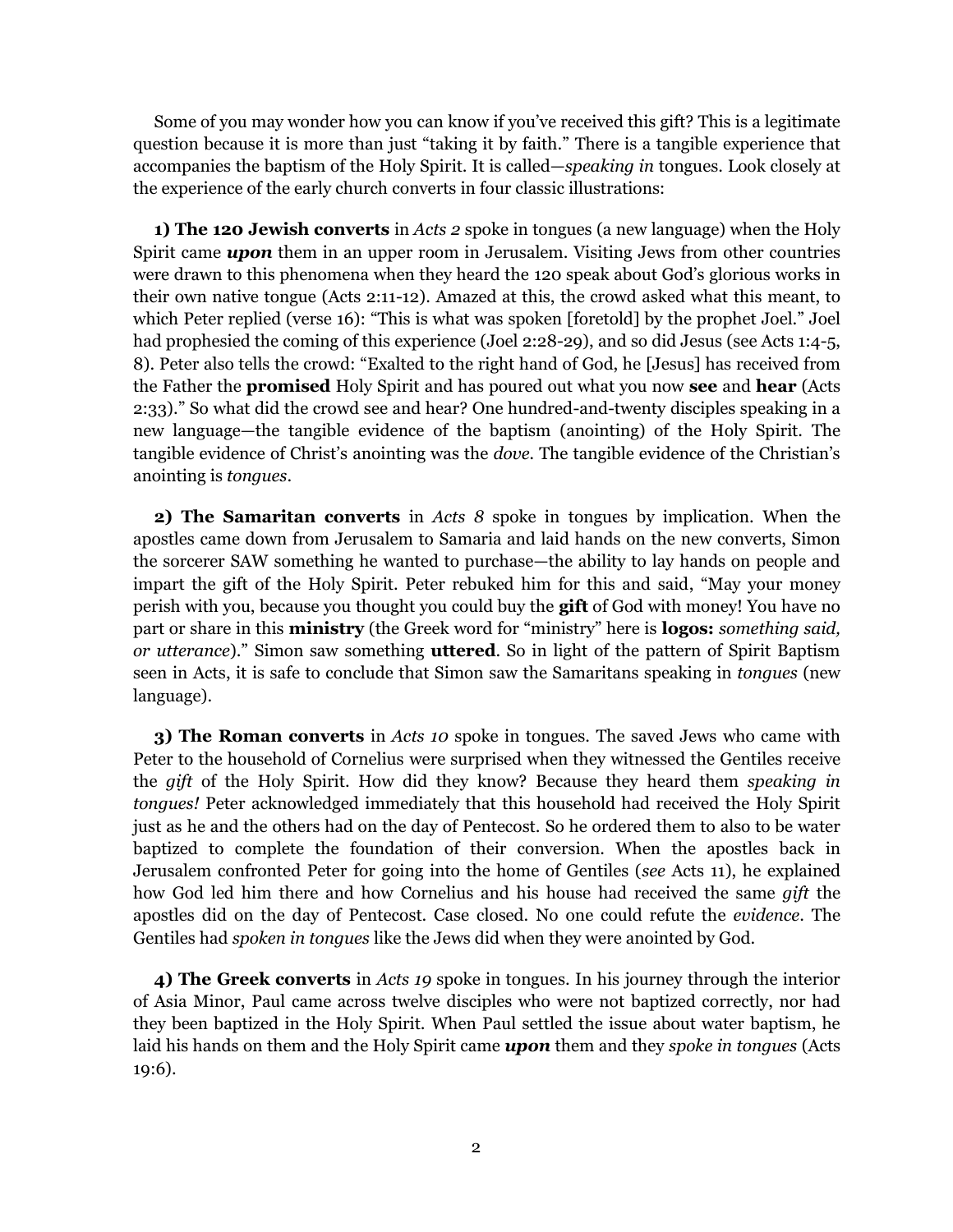Some of you may wonder how you can know if you've received this gift? This is a legitimate question because it is more than just "taking it by faith." There is a tangible experience that accompanies the baptism of the Holy Spirit. It is called—*speaking in* tongues. Look closely at the experience of the early church converts in four classic illustrations:

**1) The 120 Jewish converts** in *Acts 2* spoke in tongues (a new language) when the Holy Spirit came ***upon*** them in an upper room in Jerusalem. Visiting Jews from other countries were drawn to this phenomena when they heard the 120 speak about God's glorious works in their own native tongue (Acts 2:11-12). Amazed at this, the crowd asked what this meant, to which Peter replied (verse 16): "This is what was spoken [foretold] by the prophet Joel." Joel had prophesied the coming of this experience (Joel 2:28-29), and so did Jesus (see Acts 1:4-5, 8). Peter also tells the crowd: "Exalted to the right hand of God, he [Jesus] has received from the Father the **promised** Holy Spirit and has poured out what you now **see** and **hear** (Acts 2:33)." So what did the crowd see and hear? One hundred-and-twenty disciples speaking in a new language—the tangible evidence of the baptism (anointing) of the Holy Spirit. The tangible evidence of Christ's anointing was the *dove*. The tangible evidence of the Christian's anointing is *tongues*.

**2) The Samaritan converts** in *Acts 8* spoke in tongues by implication. When the apostles came down from Jerusalem to Samaria and laid hands on the new converts, Simon the sorcerer SAW something he wanted to purchase—the ability to lay hands on people and impart the gift of the Holy Spirit. Peter rebuked him for this and said, "May your money perish with you, because you thought you could buy the **gift** of God with money! You have no part or share in this **ministry** (the Greek word for "ministry" here is **logos:** *something said, or utterance*)." Simon saw something **uttered**. So in light of the pattern of Spirit Baptism seen in Acts, it is safe to conclude that Simon saw the Samaritans speaking in *tongues* (new language).

**3) The Roman converts** in *Acts 10* spoke in tongues. The saved Jews who came with Peter to the household of Cornelius were surprised when they witnessed the Gentiles receive the *gift* of the Holy Spirit. How did they know? Because they heard them *speaking in tongues!* Peter acknowledged immediately that this household had received the Holy Spirit just as he and the others had on the day of Pentecost. So he ordered them to also to be water baptized to complete the foundation of their conversion. When the apostles back in Jerusalem confronted Peter for going into the home of Gentiles (*see* Acts 11), he explained how God led him there and how Cornelius and his house had received the same *gift* the apostles did on the day of Pentecost. Case closed. No one could refute the *evidence*. The Gentiles had *spoken in tongues* like the Jews did when they were anointed by God.

**4) The Greek converts** in *Acts 19* spoke in tongues. In his journey through the interior of Asia Minor, Paul came across twelve disciples who were not baptized correctly, nor had they been baptized in the Holy Spirit. When Paul settled the issue about water baptism, he laid his hands on them and the Holy Spirit came ***upon*** them and they *spoke in tongues* (Acts 19:6).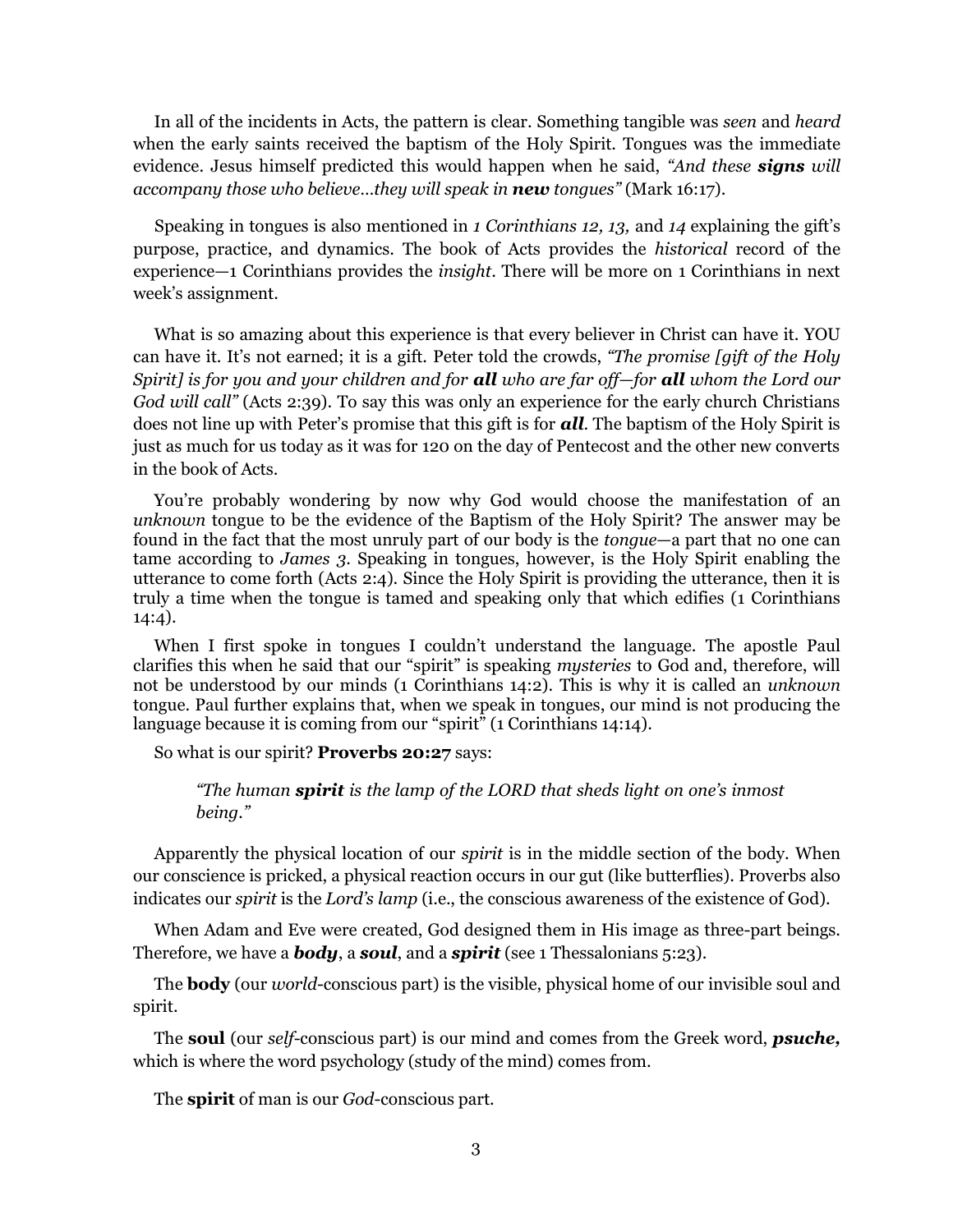In all of the incidents in Acts, the pattern is clear. Something tangible was *seen* and *heard* when the early saints received the baptism of the Holy Spirit. Tongues was the immediate evidence. Jesus himself predicted this would happen when he said, *"And these **signs** will accompany those who believe…they will speak in **new** tongues"* (Mark 16:17).

Speaking in tongues is also mentioned in *1 Corinthians 12, 13,* and *14* explaining the gift's purpose, practice, and dynamics. The book of Acts provides the *historical* record of the experience—1 Corinthians provides the *insight*. There will be more on 1 Corinthians in next week's assignment.

What is so amazing about this experience is that every believer in Christ can have it. YOU can have it. It's not earned; it is a gift. Peter told the crowds, *"The promise [gift of the Holy Spirit] is for you and your children and for **all** who are far off—for **all** whom the Lord our God will call"* (Acts 2:39). To say this was only an experience for the early church Christians does not line up with Peter's promise that this gift is for ***all***. The baptism of the Holy Spirit is just as much for us today as it was for 120 on the day of Pentecost and the other new converts in the book of Acts.

You're probably wondering by now why God would choose the manifestation of an *unknown* tongue to be the evidence of the Baptism of the Holy Spirit? The answer may be found in the fact that the most unruly part of our body is the *tongue*—a part that no one can tame according to *James 3*. Speaking in tongues, however, is the Holy Spirit enabling the utterance to come forth (Acts 2:4). Since the Holy Spirit is providing the utterance, then it is truly a time when the tongue is tamed and speaking only that which edifies (1 Corinthians 14:4).

When I first spoke in tongues I couldn't understand the language. The apostle Paul clarifies this when he said that our "spirit" is speaking *mysteries* to God and, therefore, will not be understood by our minds (1 Corinthians 14:2). This is why it is called an *unknown* tongue. Paul further explains that, when we speak in tongues, our mind is not producing the language because it is coming from our "spirit" (1 Corinthians 14:14).

So what is our spirit? **Proverbs 20:27** says:

> *"The human **spirit** is the lamp of the LORD that sheds light on one's inmost being."*

Apparently the physical location of our *spirit* is in the middle section of the body. When our conscience is pricked, a physical reaction occurs in our gut (like butterflies). Proverbs also indicates our *spirit* is the *Lord's lamp* (i.e., the conscious awareness of the existence of God).

When Adam and Eve were created, God designed them in His image as three-part beings. Therefore, we have a ***body***, a ***soul***, and a ***spirit*** (see 1 Thessalonians 5:23).

The **body** (our *world*-conscious part) is the visible, physical home of our invisible soul and spirit.

The **soul** (our *self*-conscious part) is our mind and comes from the Greek word, ***psuche,*** which is where the word psychology (study of the mind) comes from.

The **spirit** of man is our *God*-conscious part.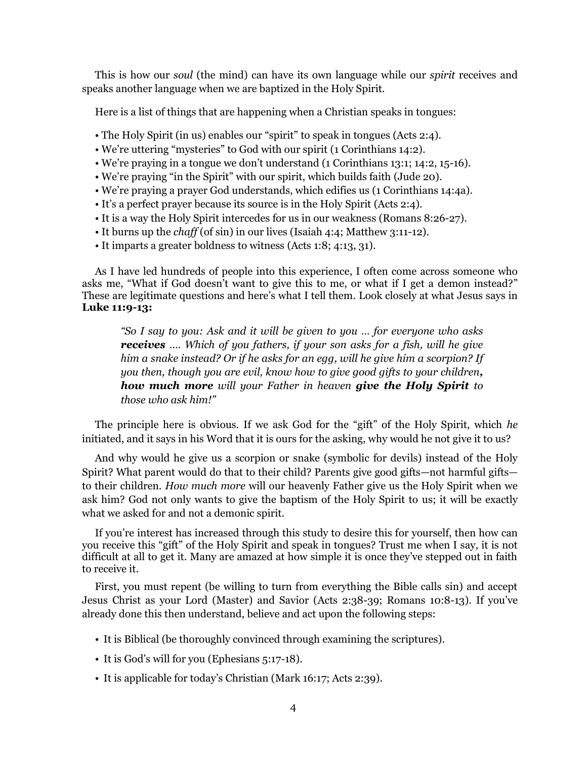This is how our *soul* (the mind) can have its own language while our *spirit* receives and speaks another language when we are baptized in the Holy Spirit.

Here is a list of things that are happening when a Christian speaks in tongues:

- The Holy Spirit (in us) enables our "spirit" to speak in tongues (Acts 2:4).
- We're uttering "mysteries" to God with our spirit (1 Corinthians 14:2).
- We're praying in a tongue we don't understand (1 Corinthians 13:1; 14:2, 15-16).
- We're praying "in the Spirit" with our spirit, which builds faith (Jude 20).
- We're praying a prayer God understands, which edifies us (1 Corinthians 14:4a).
- It's a perfect prayer because its source is in the Holy Spirit (Acts 2:4).
- It is a way the Holy Spirit intercedes for us in our weakness (Romans 8:26-27).
- It burns up the *chaff* (of sin) in our lives (Isaiah 4:4; Matthew 3:11-12).
- It imparts a greater boldness to witness (Acts 1:8; 4:13, 31).

As I have led hundreds of people into this experience, I often come across someone who asks me, "What if God doesn't want to give this to me, or what if I get a demon instead?" These are legitimate questions and here's what I tell them. Look closely at what Jesus says in **Luke 11:9-13:**

> *"So I say to you: Ask and it will be given to you … for everyone who asks* ***receives*** *…. Which of you fathers, if your son asks for a fish, will he give him a snake instead? Or if he asks for an egg, will he give him a scorpion? If you then, though you are evil, know how to give good gifts to your children,* ***how much more*** *will your Father in heaven* ***give the Holy Spirit*** *to those who ask him!"*

The principle here is obvious. If we ask God for the "gift" of the Holy Spirit, which *he* initiated, and it says in his Word that it is ours for the asking, why would he not give it to us?

And why would he give us a scorpion or snake (symbolic for devils) instead of the Holy Spirit? What parent would do that to their child? Parents give good gifts—not harmful gifts—to their children. *How much more* will our heavenly Father give us the Holy Spirit when we ask him? God not only wants to give the baptism of the Holy Spirit to us; it will be exactly what we asked for and not a demonic spirit.

If you're interest has increased through this study to desire this for yourself, then how can you receive this "gift" of the Holy Spirit and speak in tongues? Trust me when I say, it is not difficult at all to get it. Many are amazed at how simple it is once they've stepped out in faith to receive it.

First, you must repent (be willing to turn from everything the Bible calls sin) and accept Jesus Christ as your Lord (Master) and Savior (Acts 2:38-39; Romans 10:8-13). If you've already done this then understand, believe and act upon the following steps:

- It is Biblical (be thoroughly convinced through examining the scriptures).
- It is God's will for you (Ephesians 5:17-18).
- It is applicable for today's Christian (Mark 16:17; Acts 2:39).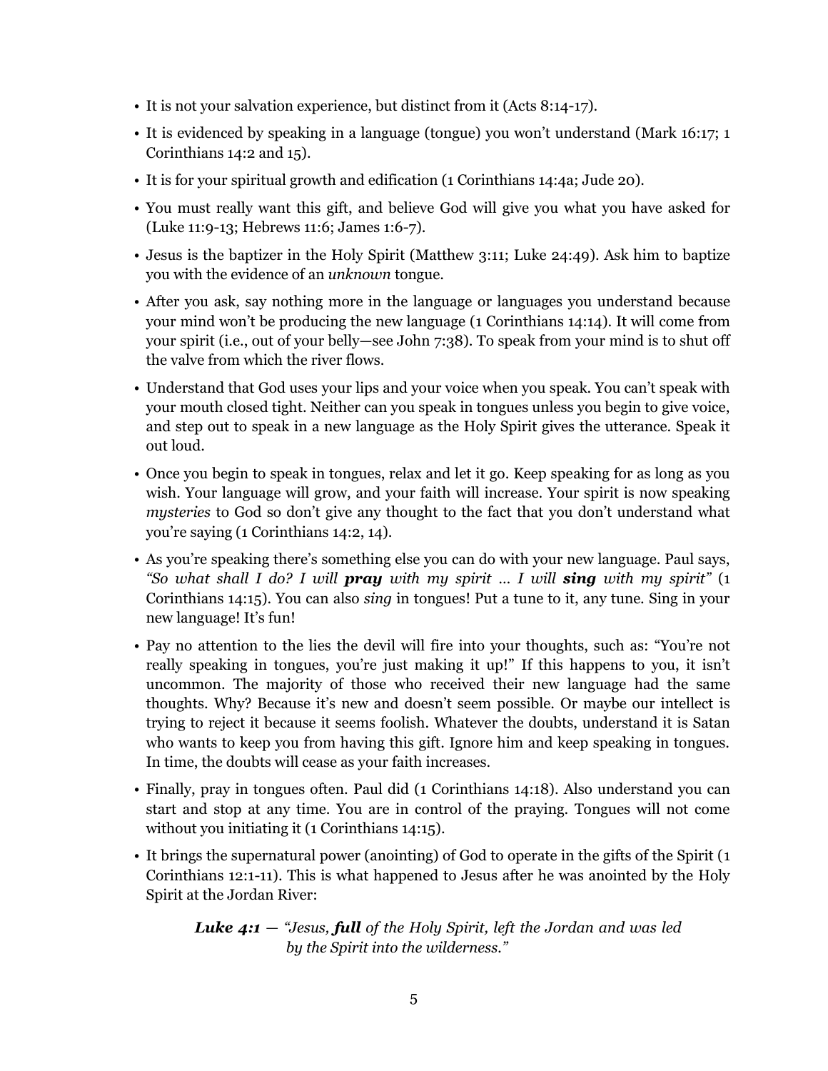- It is not your salvation experience, but distinct from it (Acts 8:14-17).
- It is evidenced by speaking in a language (tongue) you won't understand (Mark 16:17; 1 Corinthians 14:2 and 15).
- It is for your spiritual growth and edification (1 Corinthians 14:4a; Jude 20).
- You must really want this gift, and believe God will give you what you have asked for (Luke 11:9-13; Hebrews 11:6; James 1:6-7).
- Jesus is the baptizer in the Holy Spirit (Matthew 3:11; Luke 24:49). Ask him to baptize you with the evidence of an *unknown* tongue.
- After you ask, say nothing more in the language or languages you understand because your mind won't be producing the new language (1 Corinthians 14:14). It will come from your spirit (i.e., out of your belly—see John 7:38). To speak from your mind is to shut off the valve from which the river flows.
- Understand that God uses your lips and your voice when you speak. You can't speak with your mouth closed tight. Neither can you speak in tongues unless you begin to give voice, and step out to speak in a new language as the Holy Spirit gives the utterance. Speak it out loud.
- Once you begin to speak in tongues, relax and let it go. Keep speaking for as long as you wish. Your language will grow, and your faith will increase. Your spirit is now speaking *mysteries* to God so don't give any thought to the fact that you don't understand what you're saying (1 Corinthians 14:2, 14).
- As you're speaking there's something else you can do with your new language. Paul says, *"So what shall I do? I will **pray** with my spirit ... I will **sing** with my spirit"* (1 Corinthians 14:15). You can also *sing* in tongues! Put a tune to it, any tune. Sing in your new language! It's fun!
- Pay no attention to the lies the devil will fire into your thoughts, such as: "You're not really speaking in tongues, you're just making it up!" If this happens to you, it isn't uncommon. The majority of those who received their new language had the same thoughts. Why? Because it's new and doesn't seem possible. Or maybe our intellect is trying to reject it because it seems foolish. Whatever the doubts, understand it is Satan who wants to keep you from having this gift. Ignore him and keep speaking in tongues. In time, the doubts will cease as your faith increases.
- Finally, pray in tongues often. Paul did (1 Corinthians 14:18). Also understand you can start and stop at any time. You are in control of the praying. Tongues will not come without you initiating it (1 Corinthians 14:15).
- It brings the supernatural power (anointing) of God to operate in the gifts of the Spirit (1 Corinthians 12:1-11). This is what happened to Jesus after he was anointed by the Holy Spirit at the Jordan River:

> ***Luke 4:1*** *— "Jesus, **full** of the Holy Spirit, left the Jordan and was led by the Spirit into the wilderness."*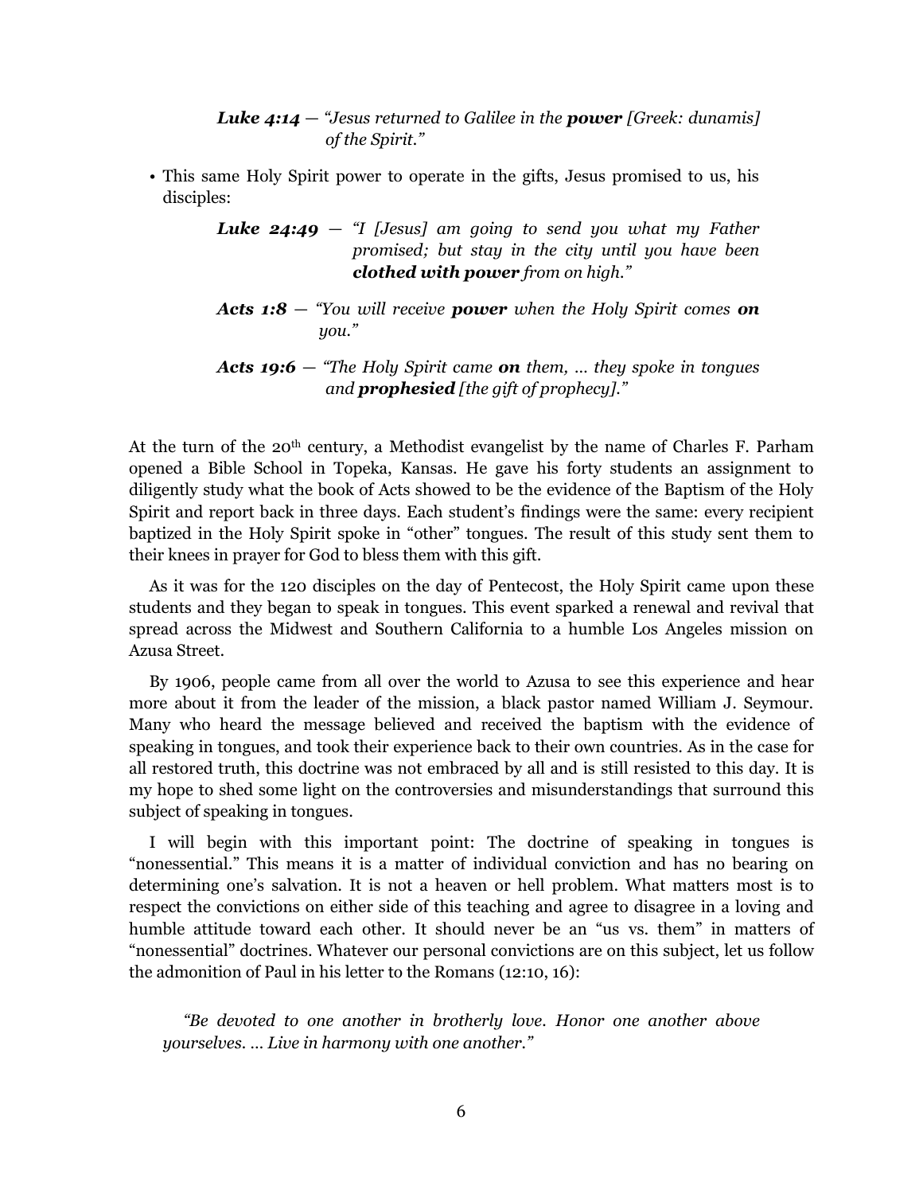> ***Luke 4:14*** — *"Jesus returned to Galilee in the **power** [Greek: dunamis] of the Spirit."*

- This same Holy Spirit power to operate in the gifts, Jesus promised to us, his disciples:

> ***Luke 24:49*** — *"I [Jesus] am going to send you what my Father promised; but stay in the city until you have been **clothed with power** from on high."*
>
> ***Acts 1:8*** — *"You will receive **power** when the Holy Spirit comes **on** you."*
>
> ***Acts 19:6*** — *"The Holy Spirit came **on** them, … they spoke in tongues and **prophesied** [the gift of prophecy]."*

At the turn of the 20th century, a Methodist evangelist by the name of Charles F. Parham opened a Bible School in Topeka, Kansas. He gave his forty students an assignment to diligently study what the book of Acts showed to be the evidence of the Baptism of the Holy Spirit and report back in three days. Each student's findings were the same: every recipient baptized in the Holy Spirit spoke in "other" tongues. The result of this study sent them to their knees in prayer for God to bless them with this gift.

As it was for the 120 disciples on the day of Pentecost, the Holy Spirit came upon these students and they began to speak in tongues. This event sparked a renewal and revival that spread across the Midwest and Southern California to a humble Los Angeles mission on Azusa Street.

By 1906, people came from all over the world to Azusa to see this experience and hear more about it from the leader of the mission, a black pastor named William J. Seymour. Many who heard the message believed and received the baptism with the evidence of speaking in tongues, and took their experience back to their own countries. As in the case for all restored truth, this doctrine was not embraced by all and is still resisted to this day. It is my hope to shed some light on the controversies and misunderstandings that surround this subject of speaking in tongues.

I will begin with this important point: The doctrine of speaking in tongues is "nonessential." This means it is a matter of individual conviction and has no bearing on determining one's salvation. It is not a heaven or hell problem. What matters most is to respect the convictions on either side of this teaching and agree to disagree in a loving and humble attitude toward each other. It should never be an "us vs. them" in matters of "nonessential" doctrines. Whatever our personal convictions are on this subject, let us follow the admonition of Paul in his letter to the Romans (12:10, 16):

> *"Be devoted to one another in brotherly love. Honor one another above yourselves. … Live in harmony with one another."*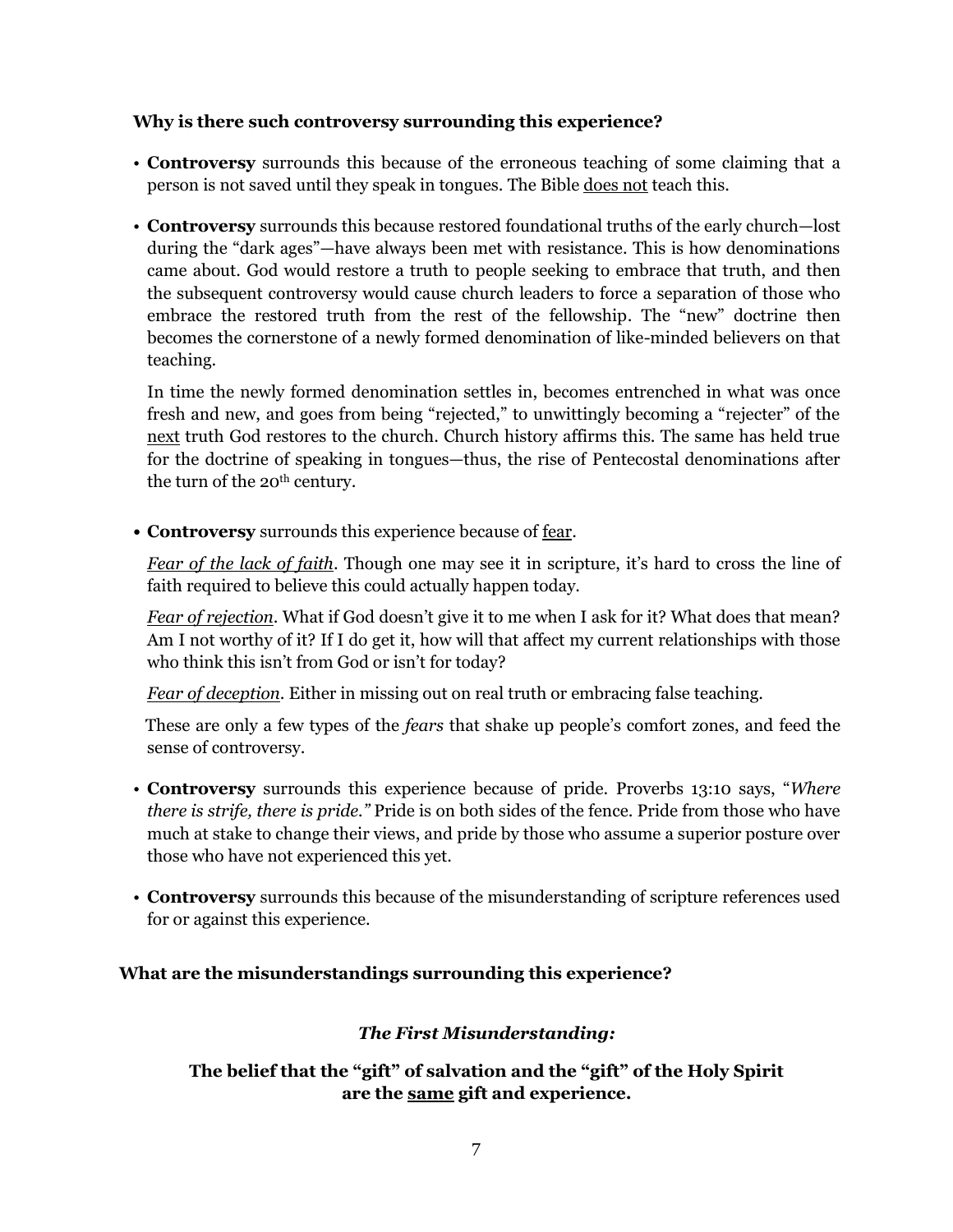### Why is there such controversy surrounding this experience?

- **Controversy** surrounds this because of the erroneous teaching of some claiming that a person is not saved until they speak in tongues. The Bible <u>does not</u> teach this.

- **Controversy** surrounds this because restored foundational truths of the early church—lost during the "dark ages"—have always been met with resistance. This is how denominations came about. God would restore a truth to people seeking to embrace that truth, and then the subsequent controversy would cause church leaders to force a separation of those who embrace the restored truth from the rest of the fellowship. The "new" doctrine then becomes the cornerstone of a newly formed denomination of like-minded believers on that teaching.

  In time the newly formed denomination settles in, becomes entrenched in what was once fresh and new, and goes from being "rejected," to unwittingly becoming a "rejecter" of the <u>next</u> truth God restores to the church. Church history affirms this. The same has held true for the doctrine of speaking in tongues—thus, the rise of Pentecostal denominations after the turn of the 20th century.

- **Controversy** surrounds this experience because of <u>fear</u>.

  <u>*Fear of the lack of faith*</u>. Though one may see it in scripture, it's hard to cross the line of faith required to believe this could actually happen today.

  <u>*Fear of rejection*</u>. What if God doesn't give it to me when I ask for it? What does that mean? Am I not worthy of it? If I do get it, how will that affect my current relationships with those who think this isn't from God or isn't for today?

  <u>*Fear of deception*</u>. Either in missing out on real truth or embracing false teaching.

  These are only a few types of the *fears* that shake up people's comfort zones, and feed the sense of controversy.

- **Controversy** surrounds this experience because of pride. Proverbs 13:10 says, "*Where there is strife, there is pride.*" Pride is on both sides of the fence. Pride from those who have much at stake to change their views, and pride by those who assume a superior posture over those who have not experienced this yet.

- **Controversy** surrounds this because of the misunderstanding of scripture references used for or against this experience.

### What are the misunderstandings surrounding this experience?

***The First Misunderstanding:***

**The belief that the "gift" of salvation and the "gift" of the Holy Spirit are the <u>same</u> gift and experience.**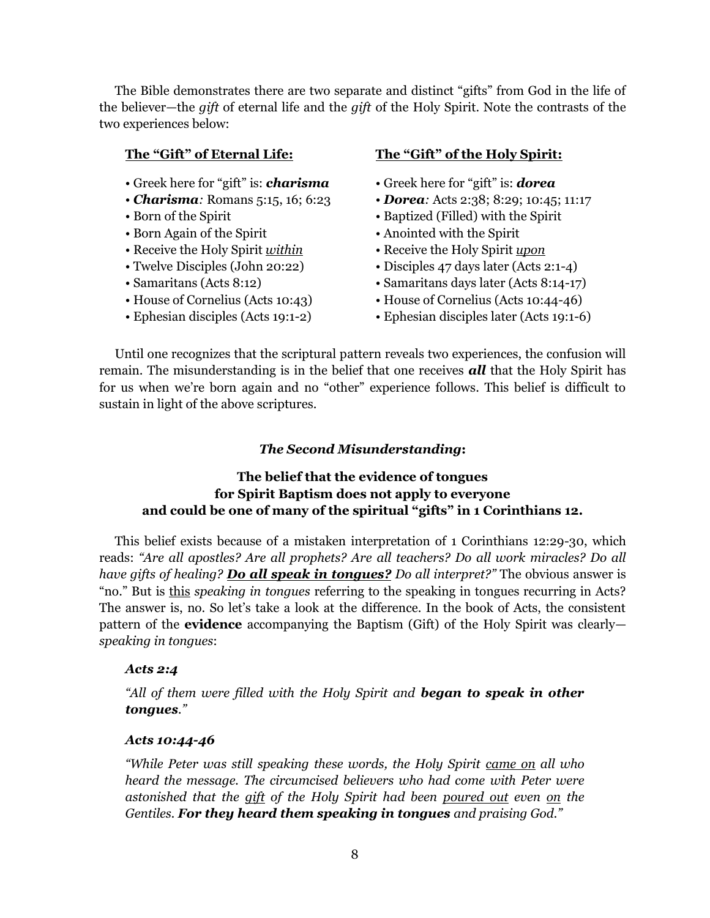The Bible demonstrates there are two separate and distinct "gifts" from God in the life of the believer—the *gift* of eternal life and the *gift* of the Holy Spirit. Note the contrasts of the two experiences below:

| **The "Gift" of Eternal Life:** | **The "Gift" of the Holy Spirit:** |
|---|---|
| • Greek here for "gift" is: ***charisma*** | • Greek here for "gift" is: ***dorea*** |
| • ***Charisma****:* Romans 5:15, 16; 6:23 | • ***Dorea****:* Acts 2:38; 8:29; 10:45; 11:17 |
| • Born of the Spirit | • Baptized (Filled) with the Spirit |
| • Born Again of the Spirit | • Anointed with the Spirit |
| • Receive the Holy Spirit <u>*within*</u> | • Receive the Holy Spirit <u>*upon*</u> |
| • Twelve Disciples (John 20:22) | • Disciples 47 days later (Acts 2:1-4) |
| • Samaritans (Acts 8:12) | • Samaritans days later (Acts 8:14-17) |
| • House of Cornelius (Acts 10:43) | • House of Cornelius (Acts 10:44-46) |
| • Ephesian disciples (Acts 19:1-2) | • Ephesian disciples later (Acts 19:1-6) |

Until one recognizes that the scriptural pattern reveals two experiences, the confusion will remain. The misunderstanding is in the belief that one receives ***all*** that the Holy Spirit has for us when we're born again and no "other" experience follows. This belief is difficult to sustain in light of the above scriptures.

### ***The Second Misunderstanding*:**

### The belief that the evidence of tongues for Spirit Baptism does not apply to everyone and could be one of many of the spiritual "gifts" in 1 Corinthians 12.

This belief exists because of a mistaken interpretation of 1 Corinthians 12:29-30, which reads: *"Are all apostles? Are all prophets? Are all teachers? Do all work miracles? Do all have gifts of healing?* ***<u>Do all speak in tongues?</u>*** *Do all interpret?"* The obvious answer is "no." But is <u>this</u> *speaking in tongues* referring to the speaking in tongues recurring in Acts? The answer is, no. So let's take a look at the difference. In the book of Acts, the consistent pattern of the **evidence** accompanying the Baptism (Gift) of the Holy Spirit was clearly—*speaking in tongues*:

> ***Acts 2:4***
>
> *"All of them were filled with the Holy Spirit and* ***began to speak in other tongues****."*
>
> ***Acts 10:44-46***
>
> *"While Peter was still speaking these words, the Holy Spirit <u>came on</u> all who heard the message. The circumcised believers who had come with Peter were astonished that the <u>gift</u> of the Holy Spirit had been <u>poured out</u> even <u>on</u> the Gentiles.* ***For they heard them speaking in tongues*** *and praising God."*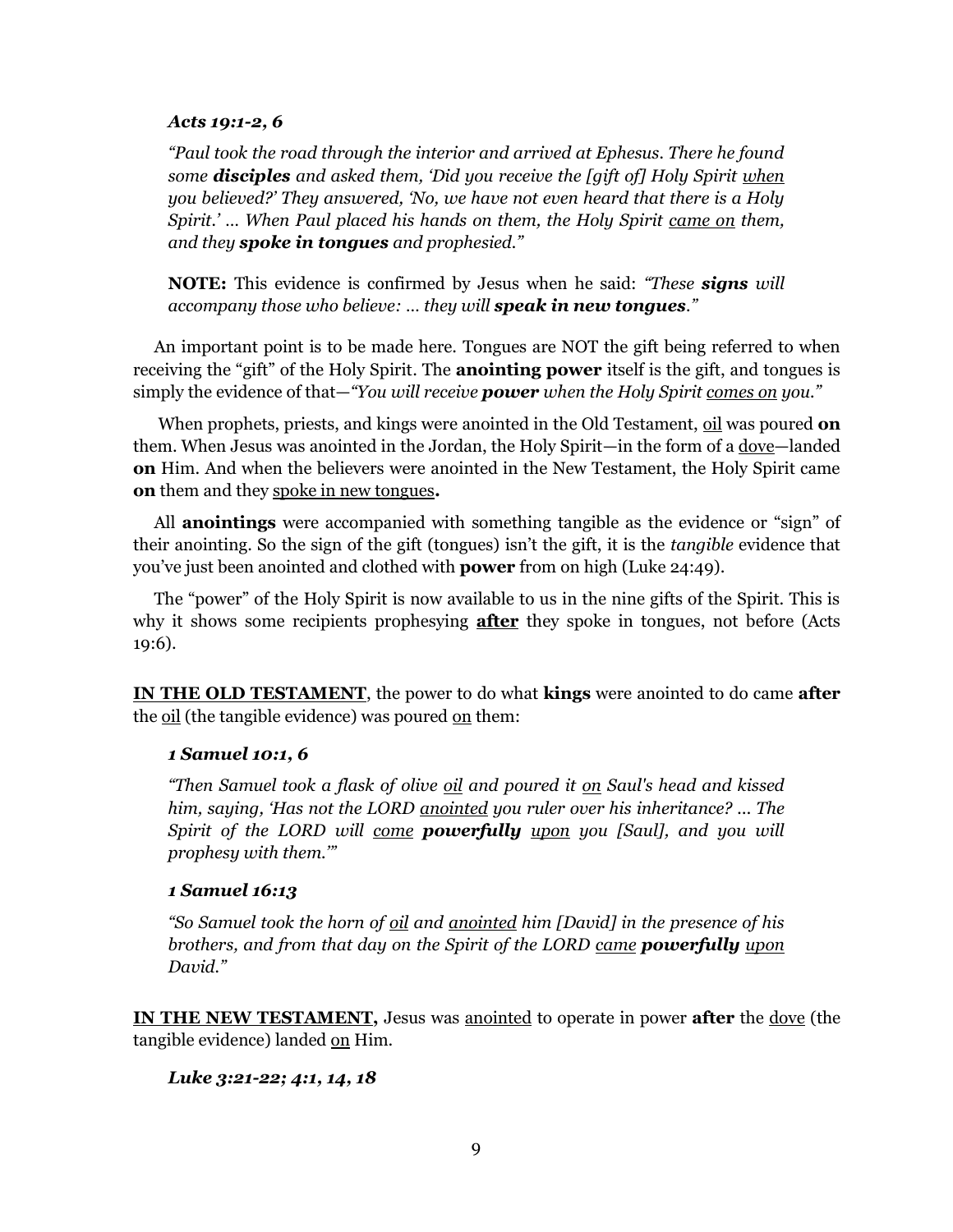***Acts 19:1-2, 6***

*“Paul took the road through the interior and arrived at Ephesus. There he found some **disciples** and asked them, ‘Did you receive the [gift of] Holy Spirit <u>when</u> you believed?’ They answered, ‘No, we have not even heard that there is a Holy Spirit.’ … When Paul placed his hands on them, the Holy Spirit <u>came on</u> them, and they **spoke in tongues** and prophesied.”*

**NOTE:** This evidence is confirmed by Jesus when he said: *“These **signs** will accompany those who believe: … they will **speak in new tongues**.”*

An important point is to be made here. Tongues are NOT the gift being referred to when receiving the “gift” of the Holy Spirit. The **anointing power** itself is the gift, and tongues is simply the evidence of that—*“You will receive **power** when the Holy Spirit <u>comes on</u> you.”*

When prophets, priests, and kings were anointed in the Old Testament, <u>oil</u> was poured **on** them. When Jesus was anointed in the Jordan, the Holy Spirit—in the form of a <u>dove</u>—landed **on** Him. And when the believers were anointed in the New Testament, the Holy Spirit came **on** them and they <u>spoke in new tongues</u>**.**

All **anointings** were accompanied with something tangible as the evidence or “sign” of their anointing. So the sign of the gift (tongues) isn’t the gift, it is the *tangible* evidence that you’ve just been anointed and clothed with **power** from on high (Luke 24:49).

The “power” of the Holy Spirit is now available to us in the nine gifts of the Spirit. This is why it shows some recipients prophesying <u>**after**</u> they spoke in tongues, not before (Acts 19:6).

<u>**IN THE OLD TESTAMENT**</u>, the power to do what **kings** were anointed to do came **after** the <u>oil</u> (the tangible evidence) was poured <u>on</u> them:

***1 Samuel 10:1, 6***

*“Then Samuel took a flask of olive <u>oil</u> and poured it <u>on</u> Saul's head and kissed him, saying, ‘Has not the LORD <u>anointed</u> you ruler over his inheritance? … The Spirit of the LORD will <u>come</u> **powerfully** <u>upon</u> you [Saul], and you will prophesy with them.’”*

***1 Samuel 16:13***

*“So Samuel took the horn of <u>oil</u> and <u>anointed</u> him [David] in the presence of his brothers, and from that day on the Spirit of the LORD <u>came</u> **powerfully** <u>upon</u> David.”*

<u>**IN THE NEW TESTAMENT,**</u> Jesus was <u>anointed</u> to operate in power **after** the <u>dove</u> (the tangible evidence) landed <u>on</u> Him.

***Luke 3:21-22; 4:1, 14, 18***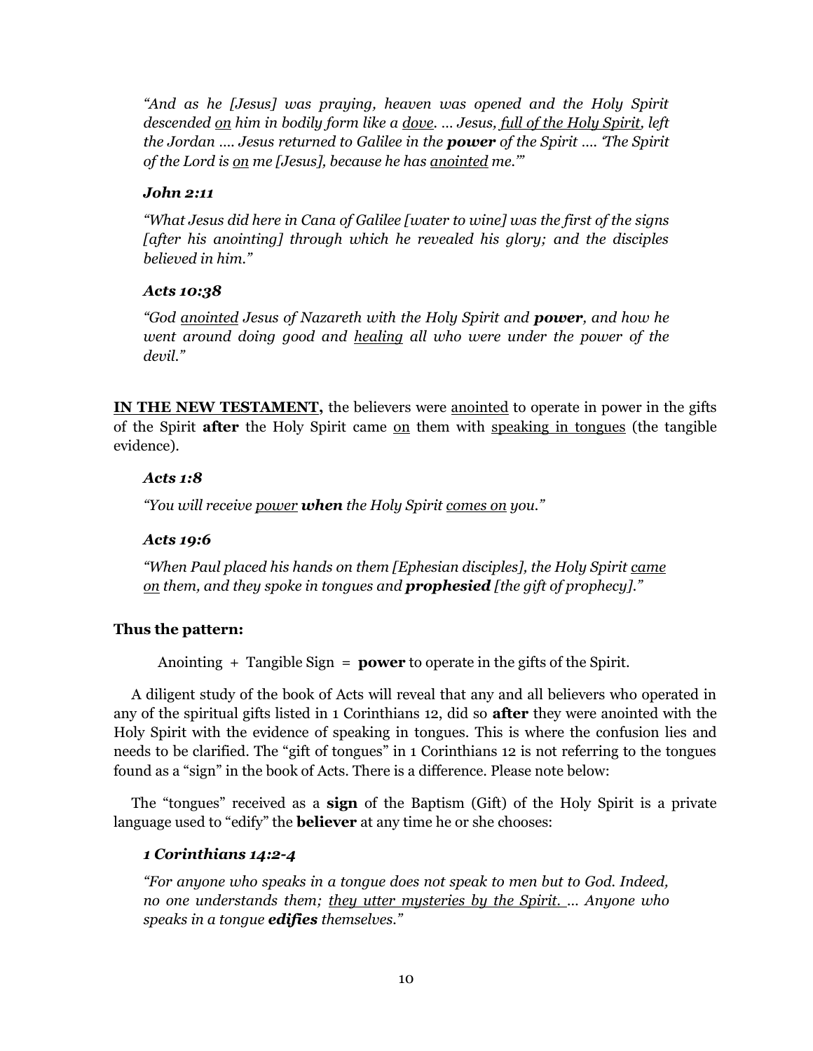*"And as he [Jesus] was praying, heaven was opened and the Holy Spirit descended <u>on</u> him in bodily form like a <u>dove</u>. … Jesus, <u>full of the Holy Spirit</u>, left the Jordan …. Jesus returned to Galilee in the **power** of the Spirit …. 'The Spirit of the Lord is <u>on</u> me [Jesus], because he has <u>anointed</u> me.'"*

***John 2:11***

*"What Jesus did here in Cana of Galilee [water to wine] was the first of the signs [after his anointing] through which he revealed his glory; and the disciples believed in him."*

***Acts 10:38***

*"God <u>anointed</u> Jesus of Nazareth with the Holy Spirit and **power**, and how he went around doing good and <u>healing</u> all who were under the power of the devil."*

**<u>IN THE NEW TESTAMENT,</u>** the believers were <u>anointed</u> to operate in power in the gifts of the Spirit **after** the Holy Spirit came <u>on</u> them with <u>speaking in tongues</u> (the tangible evidence).

***Acts 1:8***

*"You will receive <u>power</u> **when** the Holy Spirit <u>comes on</u> you."*

***Acts 19:6***

*"When Paul placed his hands on them [Ephesian disciples], the Holy Spirit <u>came on</u> them, and they spoke in tongues and **prophesied** [the gift of prophecy]."*

**Thus the pattern:**

Anointing + Tangible Sign = **power** to operate in the gifts of the Spirit.

A diligent study of the book of Acts will reveal that any and all believers who operated in any of the spiritual gifts listed in 1 Corinthians 12, did so **after** they were anointed with the Holy Spirit with the evidence of speaking in tongues. This is where the confusion lies and needs to be clarified. The "gift of tongues" in 1 Corinthians 12 is not referring to the tongues found as a "sign" in the book of Acts. There is a difference. Please note below:

The "tongues" received as a **sign** of the Baptism (Gift) of the Holy Spirit is a private language used to "edify" the **believer** at any time he or she chooses:

***1 Corinthians 14:2-4***

*"For anyone who speaks in a tongue does not speak to men but to God. Indeed, no one understands them; <u>they utter mysteries by the Spirit.</u> … Anyone who speaks in a tongue **edifies** themselves."*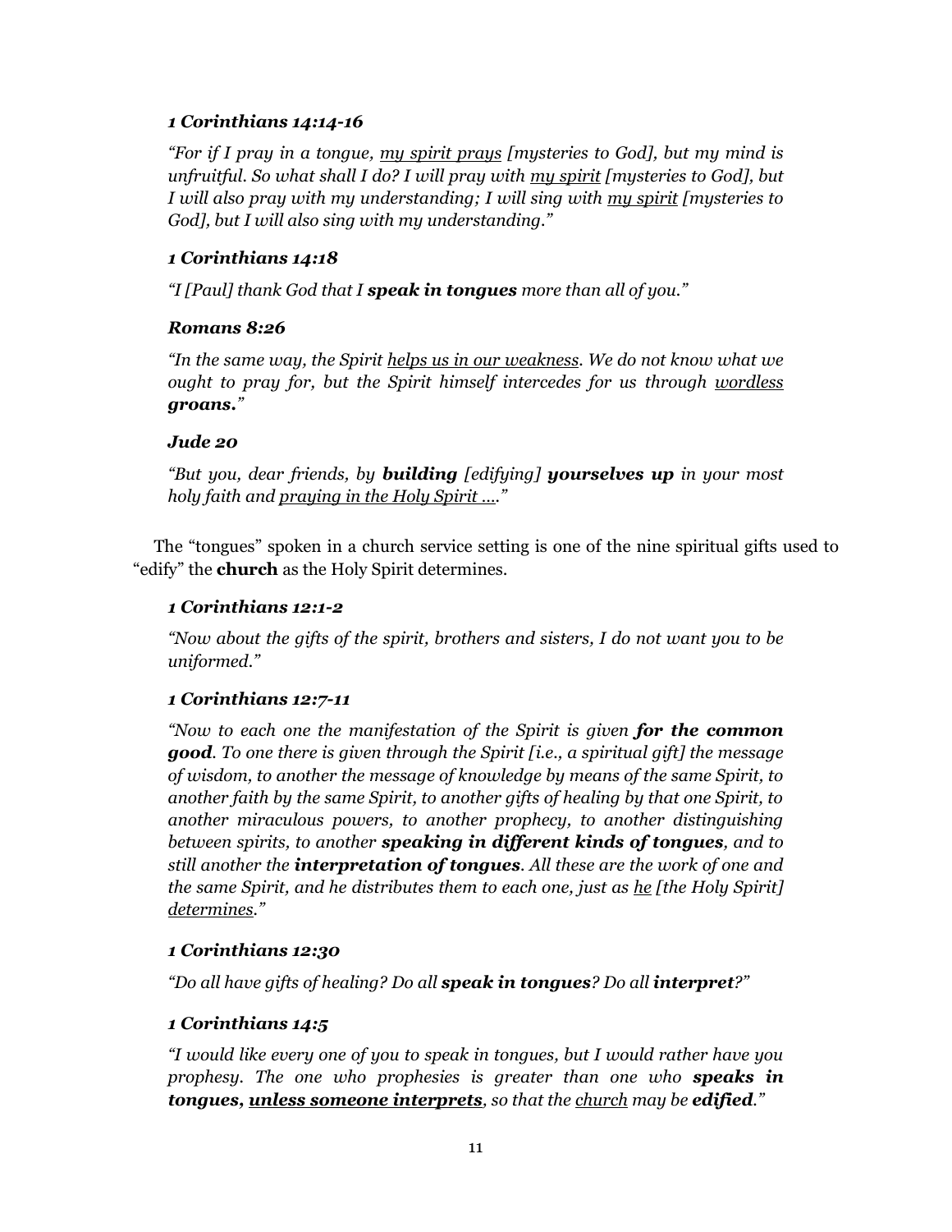***1 Corinthians 14:14-16***

*"For if I pray in a tongue, <u>my spirit prays</u> [mysteries to God], but my mind is unfruitful. So what shall I do? I will pray with <u>my spirit</u> [mysteries to God], but I will also pray with my understanding; I will sing with <u>my spirit</u> [mysteries to God], but I will also sing with my understanding."*

***1 Corinthians 14:18***

*"I [Paul] thank God that I **speak in tongues** more than all of you."*

***Romans 8:26***

*"In the same way, the Spirit <u>helps us in our weakness</u>. We do not know what we ought to pray for, but the Spirit himself intercedes for us through <u>wordless</u> **groans**."*

***Jude 20***

*"But you, dear friends, by **building** [edifying] **yourselves up** in your most holy faith and <u>praying in the Holy Spirit ….</u>"*

The "tongues" spoken in a church service setting is one of the nine spiritual gifts used to "edify" the **church** as the Holy Spirit determines.

***1 Corinthians 12:1-2***

*"Now about the gifts of the spirit, brothers and sisters, I do not want you to be uniformed."*

***1 Corinthians 12:7-11***

*"Now to each one the manifestation of the Spirit is given **for the common good**. To one there is given through the Spirit [i.e., a spiritual gift] the message of wisdom, to another the message of knowledge by means of the same Spirit, to another faith by the same Spirit, to another gifts of healing by that one Spirit, to another miraculous powers, to another prophecy, to another distinguishing between spirits, to another **speaking in different kinds of tongues**, and to still another the **interpretation of tongues**. All these are the work of one and the same Spirit, and he distributes them to each one, just as <u>he</u> [the Holy Spirit] <u>determines</u>."*

***1 Corinthians 12:30***

*"Do all have gifts of healing? Do all **speak in tongues**? Do all **interpret**?"*

***1 Corinthians 14:5***

*"I would like every one of you to speak in tongues, but I would rather have you prophesy. The one who prophesies is greater than one who **speaks in tongues, <u>unless someone interprets</u>**, so that the <u>church</u> may be **edified**."*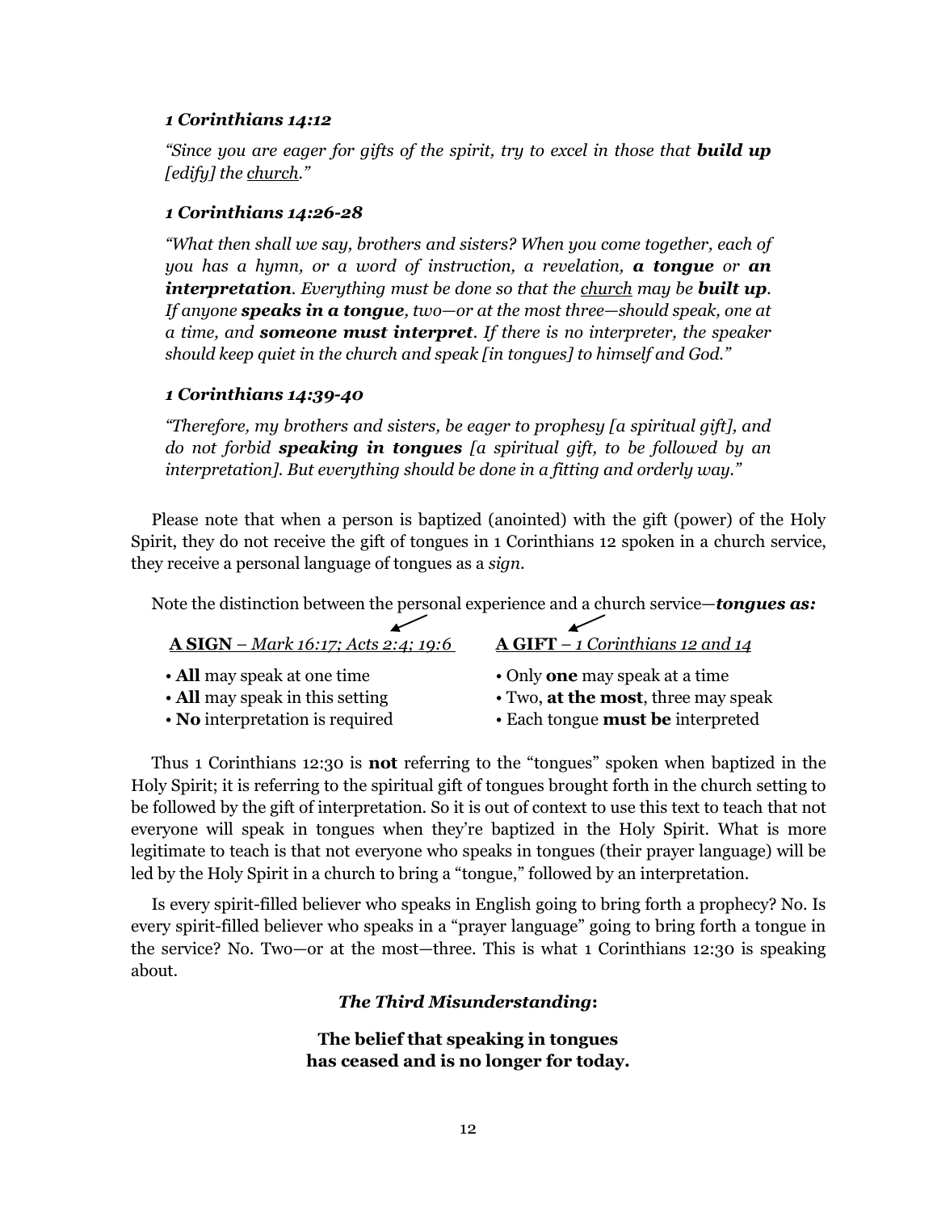***1 Corinthians 14:12***

*"Since you are eager for gifts of the spirit, try to excel in those that **build up** [edify] the <u>church</u>."*

***1 Corinthians 14:26-28***

*"What then shall we say, brothers and sisters? When you come together, each of you has a hymn, or a word of instruction, a revelation, **a tongue** or **an interpretation**. Everything must be done so that the <u>church</u> may be **built up**. If anyone **speaks in a tongue**, two—or at the most three—should speak, one at a time, and **someone must interpret**. If there is no interpreter, the speaker should keep quiet in the church and speak [in tongues] to himself and God."*

***1 Corinthians 14:39-40***

*"Therefore, my brothers and sisters, be eager to prophesy [a spiritual gift], and do not forbid **speaking in tongues** [a spiritual gift, to be followed by an interpretation]. But everything should be done in a fitting and orderly way."*

Please note that when a person is baptized (anointed) with the gift (power) of the Holy Spirit, they do not receive the gift of tongues in 1 Corinthians 12 spoken in a church service, they receive a personal language of tongues as a *sign*.

Note the distinction between the personal experience and a church service—***tongues as:***

| **A SIGN** – *Mark 16:17; Acts 2:4; 19:6* | **A GIFT** – *1 Corinthians 12 and 14* |
|---|---|
| • **All** may speak at one time | • Only **one** may speak at a time |
| • **All** may speak in this setting | • Two, **at the most**, three may speak |
| • **No** interpretation is required | • Each tongue **must be** interpreted |

Thus 1 Corinthians 12:30 is **not** referring to the "tongues" spoken when baptized in the Holy Spirit; it is referring to the spiritual gift of tongues brought forth in the church setting to be followed by the gift of interpretation. So it is out of context to use this text to teach that not everyone will speak in tongues when they're baptized in the Holy Spirit. What is more legitimate to teach is that not everyone who speaks in tongues (their prayer language) will be led by the Holy Spirit in a church to bring a "tongue," followed by an interpretation.

Is every spirit-filled believer who speaks in English going to bring forth a prophecy? No. Is every spirit-filled believer who speaks in a "prayer language" going to bring forth a tongue in the service? No. Two—or at the most—three. This is what 1 Corinthians 12:30 is speaking about.

***The Third Misunderstanding*:**

**The belief that speaking in tongues has ceased and is no longer for today.**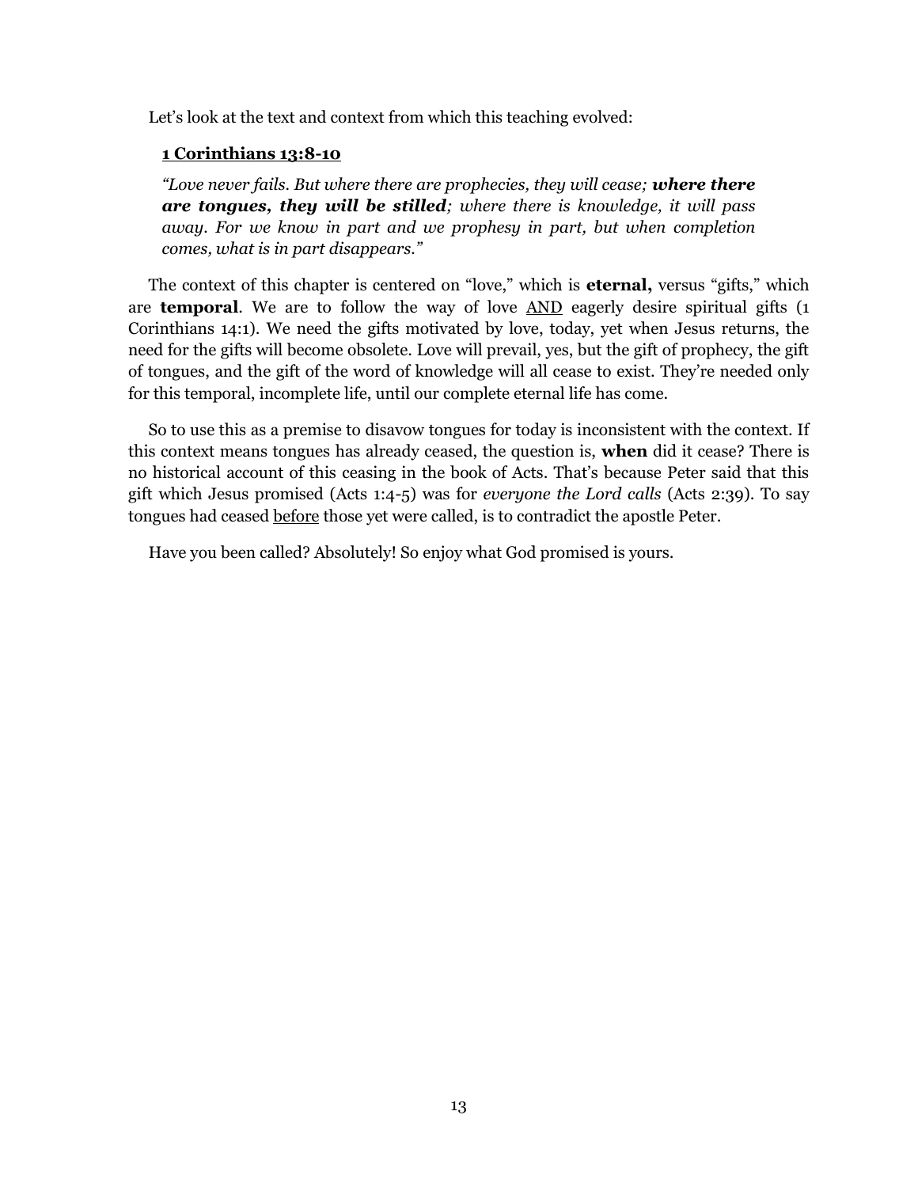Let's look at the text and context from which this teaching evolved:

**<u>1 Corinthians 13:8-10</u>**

> *"Love never fails. But where there are prophecies, they will cease; **where there are tongues, they will be stilled**; where there is knowledge, it will pass away. For we know in part and we prophesy in part, but when completion comes, what is in part disappears."*

The context of this chapter is centered on "love," which is **eternal,** versus "gifts," which are **temporal**. We are to follow the way of love <u>AND</u> eagerly desire spiritual gifts (1 Corinthians 14:1). We need the gifts motivated by love, today, yet when Jesus returns, the need for the gifts will become obsolete. Love will prevail, yes, but the gift of prophecy, the gift of tongues, and the gift of the word of knowledge will all cease to exist. They're needed only for this temporal, incomplete life, until our complete eternal life has come.

So to use this as a premise to disavow tongues for today is inconsistent with the context. If this context means tongues has already ceased, the question is, **when** did it cease? There is no historical account of this ceasing in the book of Acts. That's because Peter said that this gift which Jesus promised (Acts 1:4-5) was for *everyone the Lord calls* (Acts 2:39). To say tongues had ceased <u>before</u> those yet were called, is to contradict the apostle Peter.

Have you been called? Absolutely! So enjoy what God promised is yours.